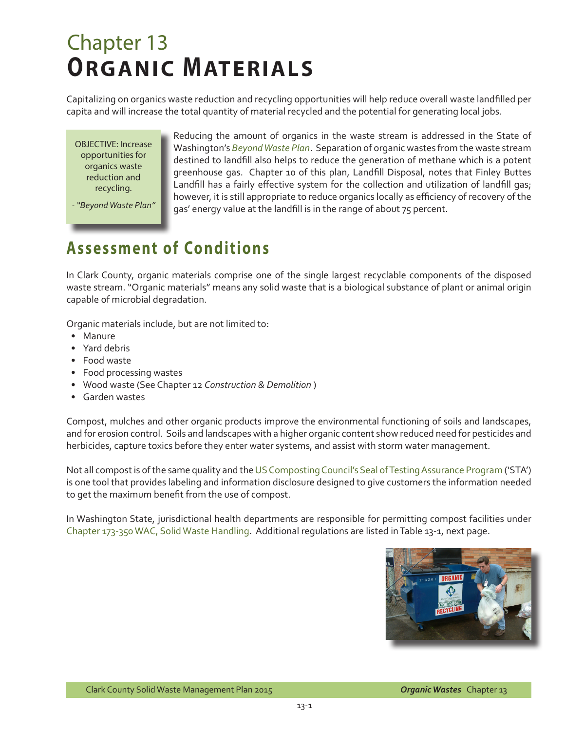# Chapter 13
# Organic Materials

Capitalizing on organics waste reduction and recycling opportunities will help reduce overall waste landfilled per capita and will increase the total quantity of material recycled and the potential for generating local jobs.

> OBJECTIVE: Increase opportunities for organics waste reduction and recycling.
>
> - *"Beyond Waste Plan"*

Reducing the amount of organics in the waste stream is addressed in the State of Washington's *Beyond Waste Plan*. Separation of organic wastes from the waste stream destined to landfill also helps to reduce the generation of methane which is a potent greenhouse gas. Chapter 10 of this plan, Landfill Disposal, notes that Finley Buttes Landfill has a fairly effective system for the collection and utilization of landfill gas; however, it is still appropriate to reduce organics locally as efficiency of recovery of the gas' energy value at the landfill is in the range of about 75 percent.

## Assessment of Conditions

In Clark County, organic materials comprise one of the single largest recyclable components of the disposed waste stream. "Organic materials" means any solid waste that is a biological substance of plant or animal origin capable of microbial degradation.

Organic materials include, but are not limited to:

- Manure
- Yard debris
- Food waste
- Food processing wastes
- Wood waste (See Chapter 12 *Construction & Demolition* )
- Garden wastes

Compost, mulches and other organic products improve the environmental functioning of soils and landscapes, and for erosion control. Soils and landscapes with a higher organic content show reduced need for pesticides and herbicides, capture toxics before they enter water systems, and assist with storm water management.

Not all compost is of the same quality and the US Composting Council's Seal of Testing Assurance Program ('STA') is one tool that provides labeling and information disclosure designed to give customers the information needed to get the maximum benefit from the use of compost.

In Washington State, jurisdictional health departments are responsible for permitting compost facilities under Chapter 173-350 WAC, Solid Waste Handling. Additional regulations are listed in Table 13-1, next page.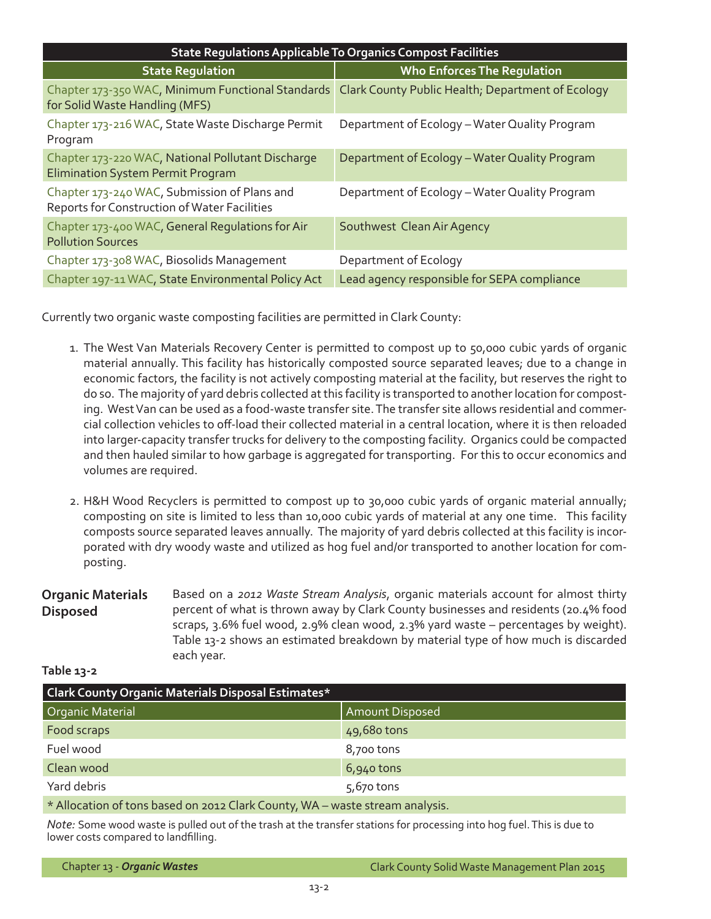| State Regulations Applicable To Organics Compost Facilities | |
|---|---|
| **State Regulation** | **Who Enforces The Regulation** |
| Chapter 173-350 WAC, Minimum Functional Standards for Solid Waste Handling (MFS) | Clark County Public Health; Department of Ecology |
| Chapter 173-216 WAC, State Waste Discharge Permit Program | Department of Ecology – Water Quality Program |
| Chapter 173-220 WAC, National Pollutant Discharge Elimination System Permit Program | Department of Ecology – Water Quality Program |
| Chapter 173-240 WAC, Submission of Plans and Reports for Construction of Water Facilities | Department of Ecology – Water Quality Program |
| Chapter 173-400 WAC, General Regulations for Air Pollution Sources | Southwest Clean Air Agency |
| Chapter 173-308 WAC, Biosolids Management | Department of Ecology |
| Chapter 197-11 WAC, State Environmental Policy Act | Lead agency responsible for SEPA compliance |

Currently two organic waste composting facilities are permitted in Clark County:

1. The West Van Materials Recovery Center is permitted to compost up to 50,000 cubic yards of organic material annually. This facility has historically composted source separated leaves; due to a change in economic factors, the facility is not actively composting material at the facility, but reserves the right to do so. The majority of yard debris collected at this facility is transported to another location for composting. West Van can be used as a food-waste transfer site. The transfer site allows residential and commercial collection vehicles to off-load their collected material in a central location, where it is then reloaded into larger-capacity transfer trucks for delivery to the composting facility. Organics could be compacted and then hauled similar to how garbage is aggregated for transporting. For this to occur economics and volumes are required.

2. H&H Wood Recyclers is permitted to compost up to 30,000 cubic yards of organic material annually; composting on site is limited to less than 10,000 cubic yards of material at any one time. This facility composts source separated leaves annually. The majority of yard debris collected at this facility is incorporated with dry woody waste and utilized as hog fuel and/or transported to another location for composting.

## Organic Materials Disposed

Based on a *2012 Waste Stream Analysis*, organic materials account for almost thirty percent of what is thrown away by Clark County businesses and residents (20.4% food scraps, 3.6% fuel wood, 2.9% clean wood, 2.3% yard waste – percentages by weight). Table 13-2 shows an estimated breakdown by material type of how much is discarded each year.

**Table 13-2**

| Clark County Organic Materials Disposal Estimates* | |
|---|---|
| Organic Material | Amount Disposed |
| Food scraps | 49,680 tons |
| Fuel wood | 8,700 tons |
| Clean wood | 6,940 tons |
| Yard debris | 5,670 tons |

\* Allocation of tons based on 2012 Clark County, WA – waste stream analysis.

*Note:* Some wood waste is pulled out of the trash at the transfer stations for processing into hog fuel. This is due to lower costs compared to landfilling.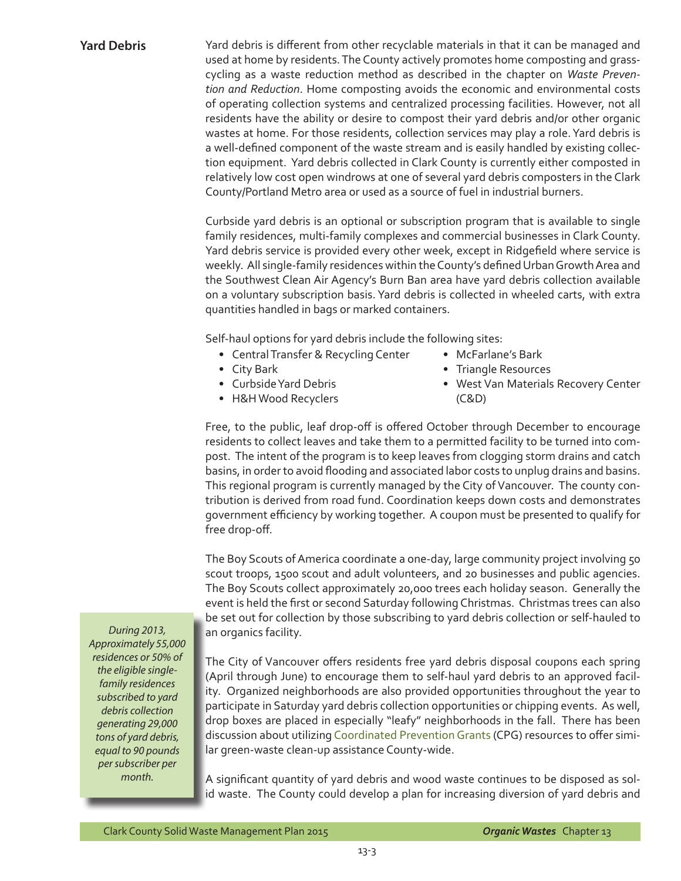## Yard Debris

Yard debris is different from other recyclable materials in that it can be managed and used at home by residents. The County actively promotes home composting and grasscycling as a waste reduction method as described in the chapter on *Waste Prevention and Reduction*. Home composting avoids the economic and environmental costs of operating collection systems and centralized processing facilities. However, not all residents have the ability or desire to compost their yard debris and/or other organic wastes at home. For those residents, collection services may play a role. Yard debris is a well-defined component of the waste stream and is easily handled by existing collection equipment. Yard debris collected in Clark County is currently either composted in relatively low cost open windrows at one of several yard debris composters in the Clark County/Portland Metro area or used as a source of fuel in industrial burners.

Curbside yard debris is an optional or subscription program that is available to single family residences, multi-family complexes and commercial businesses in Clark County. Yard debris service is provided every other week, except in Ridgefield where service is weekly. All single-family residences within the County's defined Urban Growth Area and the Southwest Clean Air Agency's Burn Ban area have yard debris collection available on a voluntary subscription basis. Yard debris is collected in wheeled carts, with extra quantities handled in bags or marked containers.

Self-haul options for yard debris include the following sites:

- Central Transfer & Recycling Center
- City Bark
- Curbside Yard Debris
- H&H Wood Recyclers
- McFarlane's Bark
- Triangle Resources
- West Van Materials Recovery Center (C&D)

Free, to the public, leaf drop-off is offered October through December to encourage residents to collect leaves and take them to a permitted facility to be turned into compost. The intent of the program is to keep leaves from clogging storm drains and catch basins, in order to avoid flooding and associated labor costs to unplug drains and basins. This regional program is currently managed by the City of Vancouver. The county contribution is derived from road fund. Coordination keeps down costs and demonstrates government efficiency by working together. A coupon must be presented to qualify for free drop-off.

The Boy Scouts of America coordinate a one-day, large community project involving 50 scout troops, 1500 scout and adult volunteers, and 20 businesses and public agencies. The Boy Scouts collect approximately 20,000 trees each holiday season. Generally the event is held the first or second Saturday following Christmas. Christmas trees can also be set out for collection by those subscribing to yard debris collection or self-hauled to an organics facility.

*During 2013, Approximately 55,000 residences or 50% of the eligible single-family residences subscribed to yard debris collection generating 29,000 tons of yard debris, equal to 90 pounds per subscriber per month.*

The City of Vancouver offers residents free yard debris disposal coupons each spring (April through June) to encourage them to self-haul yard debris to an approved facility. Organized neighborhoods are also provided opportunities throughout the year to participate in Saturday yard debris collection opportunities or chipping events. As well, drop boxes are placed in especially "leafy" neighborhoods in the fall. There has been discussion about utilizing Coordinated Prevention Grants (CPG) resources to offer similar green-waste clean-up assistance County-wide.

A significant quantity of yard debris and wood waste continues to be disposed as solid waste. The County could develop a plan for increasing diversion of yard debris and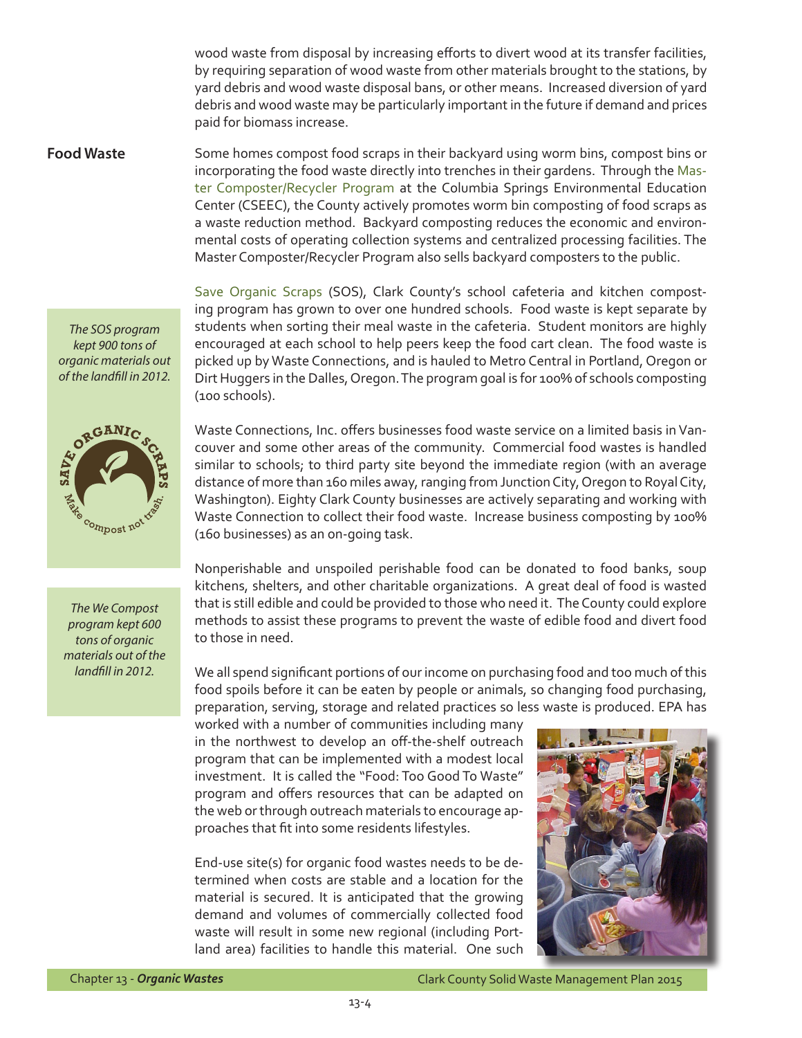wood waste from disposal by increasing efforts to divert wood at its transfer facilities, by requiring separation of wood waste from other materials brought to the stations, by yard debris and wood waste disposal bans, or other means. Increased diversion of yard debris and wood waste may be particularly important in the future if demand and prices paid for biomass increase.

## Food Waste

Some homes compost food scraps in their backyard using worm bins, compost bins or incorporating the food waste directly into trenches in their gardens. Through the Master Composter/Recycler Program at the Columbia Springs Environmental Education Center (CSEEC), the County actively promotes worm bin composting of food scraps as a waste reduction method. Backyard composting reduces the economic and environmental costs of operating collection systems and centralized processing facilities. The Master Composter/Recycler Program also sells backyard composters to the public.

*The SOS program kept 900 tons of organic materials out of the landfill in 2012.*

Save Organic Scraps (SOS), Clark County's school cafeteria and kitchen composting program has grown to over one hundred schools. Food waste is kept separate by students when sorting their meal waste in the cafeteria. Student monitors are highly encouraged at each school to help peers keep the food cart clean. The food waste is picked up by Waste Connections, and is hauled to Metro Central in Portland, Oregon or Dirt Huggers in the Dalles, Oregon. The program goal is for 100% of schools composting (100 schools).

Waste Connections, Inc. offers businesses food waste service on a limited basis in Vancouver and some other areas of the community. Commercial food wastes is handled similar to schools; to third party site beyond the immediate region (with an average distance of more than 160 miles away, ranging from Junction City, Oregon to Royal City, Washington). Eighty Clark County businesses are actively separating and working with Waste Connection to collect their food waste. Increase business composting by 100% (160 businesses) as an on-going task.

*The We Compost program kept 600 tons of organic materials out of the landfill in 2012.*

Nonperishable and unspoiled perishable food can be donated to food banks, soup kitchens, shelters, and other charitable organizations. A great deal of food is wasted that is still edible and could be provided to those who need it. The County could explore methods to assist these programs to prevent the waste of edible food and divert food to those in need.

We all spend significant portions of our income on purchasing food and too much of this food spoils before it can be eaten by people or animals, so changing food purchasing, preparation, serving, storage and related practices so less waste is produced. EPA has worked with a number of communities including many in the northwest to develop an off-the-shelf outreach program that can be implemented with a modest local investment. It is called the "Food: Too Good To Waste" program and offers resources that can be adapted on the web or through outreach materials to encourage approaches that fit into some residents lifestyles.

End-use site(s) for organic food wastes needs to be determined when costs are stable and a location for the material is secured. It is anticipated that the growing demand and volumes of commercially collected food waste will result in some new regional (including Portland area) facilities to handle this material. One such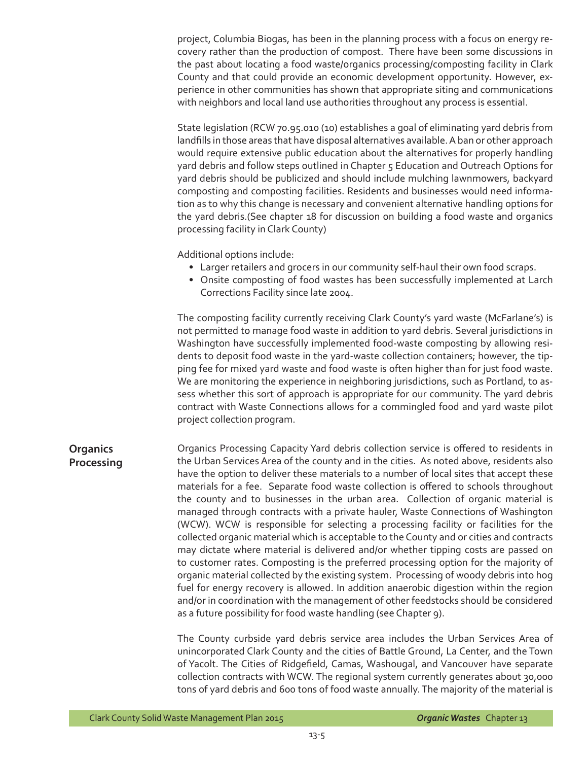project, Columbia Biogas, has been in the planning process with a focus on energy recovery rather than the production of compost. There have been some discussions in the past about locating a food waste/organics processing/composting facility in Clark County and that could provide an economic development opportunity. However, experience in other communities has shown that appropriate siting and communications with neighbors and local land use authorities throughout any process is essential.

State legislation (RCW 70.95.010 (10) establishes a goal of eliminating yard debris from landfills in those areas that have disposal alternatives available. A ban or other approach would require extensive public education about the alternatives for properly handling yard debris and follow steps outlined in Chapter 5 Education and Outreach Options for yard debris should be publicized and should include mulching lawnmowers, backyard composting and composting facilities. Residents and businesses would need information as to why this change is necessary and convenient alternative handling options for the yard debris.(See chapter 18 for discussion on building a food waste and organics processing facility in Clark County)

Additional options include:

- Larger retailers and grocers in our community self-haul their own food scraps.
- Onsite composting of food wastes has been successfully implemented at Larch Corrections Facility since late 2004.

The composting facility currently receiving Clark County's yard waste (McFarlane's) is not permitted to manage food waste in addition to yard debris. Several jurisdictions in Washington have successfully implemented food-waste composting by allowing residents to deposit food waste in the yard-waste collection containers; however, the tipping fee for mixed yard waste and food waste is often higher than for just food waste. We are monitoring the experience in neighboring jurisdictions, such as Portland, to assess whether this sort of approach is appropriate for our community. The yard debris contract with Waste Connections allows for a commingled food and yard waste pilot project collection program.

## Organics Processing

Organics Processing Capacity Yard debris collection service is offered to residents in the Urban Services Area of the county and in the cities. As noted above, residents also have the option to deliver these materials to a number of local sites that accept these materials for a fee. Separate food waste collection is offered to schools throughout the county and to businesses in the urban area. Collection of organic material is managed through contracts with a private hauler, Waste Connections of Washington (WCW). WCW is responsible for selecting a processing facility or facilities for the collected organic material which is acceptable to the County and or cities and contracts may dictate where material is delivered and/or whether tipping costs are passed on to customer rates. Composting is the preferred processing option for the majority of organic material collected by the existing system. Processing of woody debris into hog fuel for energy recovery is allowed. In addition anaerobic digestion within the region and/or in coordination with the management of other feedstocks should be considered as a future possibility for food waste handling (see Chapter 9).

The County curbside yard debris service area includes the Urban Services Area of unincorporated Clark County and the cities of Battle Ground, La Center, and the Town of Yacolt. The Cities of Ridgefield, Camas, Washougal, and Vancouver have separate collection contracts with WCW. The regional system currently generates about 30,000 tons of yard debris and 600 tons of food waste annually. The majority of the material is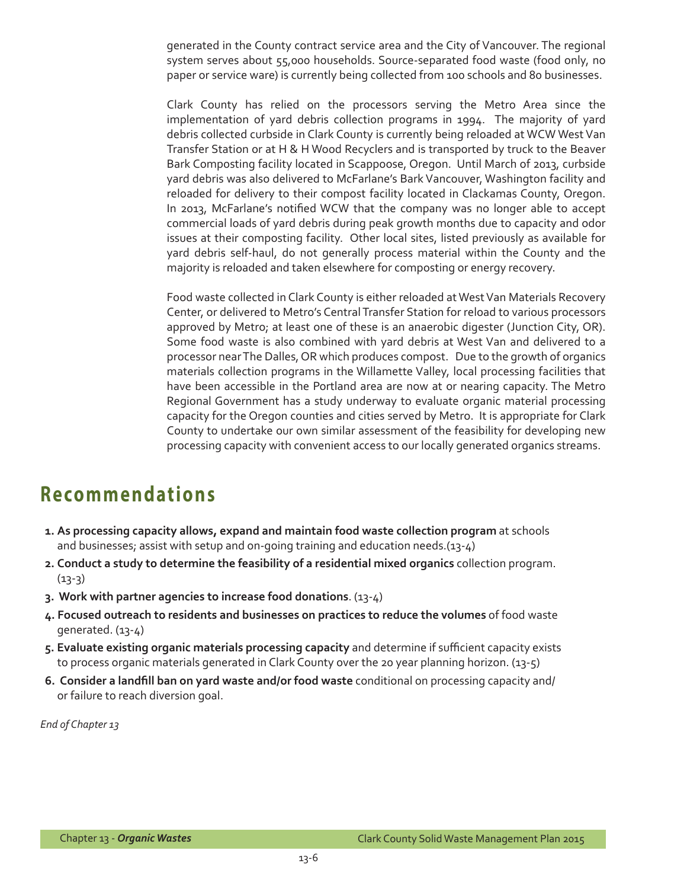generated in the County contract service area and the City of Vancouver. The regional system serves about 55,000 households. Source-separated food waste (food only, no paper or service ware) is currently being collected from 100 schools and 80 businesses.

Clark County has relied on the processors serving the Metro Area since the implementation of yard debris collection programs in 1994. The majority of yard debris collected curbside in Clark County is currently being reloaded at WCW West Van Transfer Station or at H & H Wood Recyclers and is transported by truck to the Beaver Bark Composting facility located in Scappoose, Oregon. Until March of 2013, curbside yard debris was also delivered to McFarlane's Bark Vancouver, Washington facility and reloaded for delivery to their compost facility located in Clackamas County, Oregon. In 2013, McFarlane's notified WCW that the company was no longer able to accept commercial loads of yard debris during peak growth months due to capacity and odor issues at their composting facility. Other local sites, listed previously as available for yard debris self-haul, do not generally process material within the County and the majority is reloaded and taken elsewhere for composting or energy recovery.

Food waste collected in Clark County is either reloaded at West Van Materials Recovery Center, or delivered to Metro's Central Transfer Station for reload to various processors approved by Metro; at least one of these is an anaerobic digester (Junction City, OR). Some food waste is also combined with yard debris at West Van and delivered to a processor near The Dalles, OR which produces compost. Due to the growth of organics materials collection programs in the Willamette Valley, local processing facilities that have been accessible in the Portland area are now at or nearing capacity. The Metro Regional Government has a study underway to evaluate organic material processing capacity for the Oregon counties and cities served by Metro. It is appropriate for Clark County to undertake our own similar assessment of the feasibility for developing new processing capacity with convenient access to our locally generated organics streams.

## Recommendations

1. **As processing capacity allows, expand and maintain food waste collection program** at schools and businesses; assist with setup and on-going training and education needs.(13-4)
2. **Conduct a study to determine the feasibility of a residential mixed organics** collection program. (13-3)
3. **Work with partner agencies to increase food donations**. (13-4)
4. **Focused outreach to residents and businesses on practices to reduce the volumes** of food waste generated. (13-4)
5. **Evaluate existing organic materials processing capacity** and determine if sufficient capacity exists to process organic materials generated in Clark County over the 20 year planning horizon. (13-5)
6. **Consider a landfill ban on yard waste and/or food waste** conditional on processing capacity and/or failure to reach diversion goal.

*End of Chapter 13*